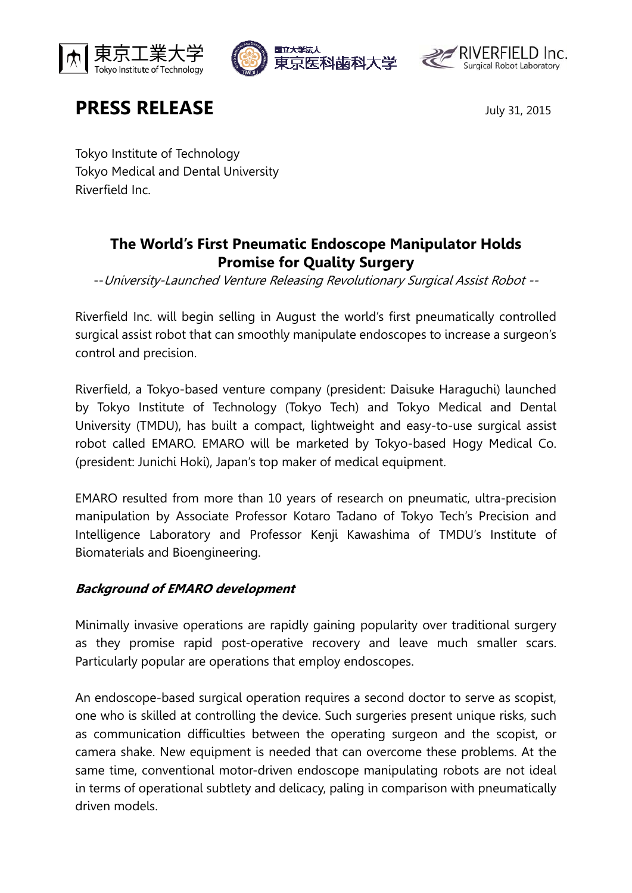# PRESS RELEASE

July 31, 2015

Tokyo Institute of Technology
Tokyo Medical and Dental University
Riverfield Inc.

## The World's First Pneumatic Endoscope Manipulator Holds Promise for Quality Surgery

*--University-Launched Venture Releasing Revolutionary Surgical Assist Robot --*

Riverfield Inc. will begin selling in August the world's first pneumatically controlled surgical assist robot that can smoothly manipulate endoscopes to increase a surgeon's control and precision.

Riverfield, a Tokyo-based venture company (president: Daisuke Haraguchi) launched by Tokyo Institute of Technology (Tokyo Tech) and Tokyo Medical and Dental University (TMDU), has built a compact, lightweight and easy-to-use surgical assist robot called EMARO. EMARO will be marketed by Tokyo-based Hogy Medical Co. (president: Junichi Hoki), Japan's top maker of medical equipment.

EMARO resulted from more than 10 years of research on pneumatic, ultra-precision manipulation by Associate Professor Kotaro Tadano of Tokyo Tech's Precision and Intelligence Laboratory and Professor Kenji Kawashima of TMDU's Institute of Biomaterials and Bioengineering.

### *Background of EMARO development*

Minimally invasive operations are rapidly gaining popularity over traditional surgery as they promise rapid post-operative recovery and leave much smaller scars. Particularly popular are operations that employ endoscopes.

An endoscope-based surgical operation requires a second doctor to serve as scopist, one who is skilled at controlling the device. Such surgeries present unique risks, such as communication difficulties between the operating surgeon and the scopist, or camera shake. New equipment is needed that can overcome these problems. At the same time, conventional motor-driven endoscope manipulating robots are not ideal in terms of operational subtlety and delicacy, paling in comparison with pneumatically driven models.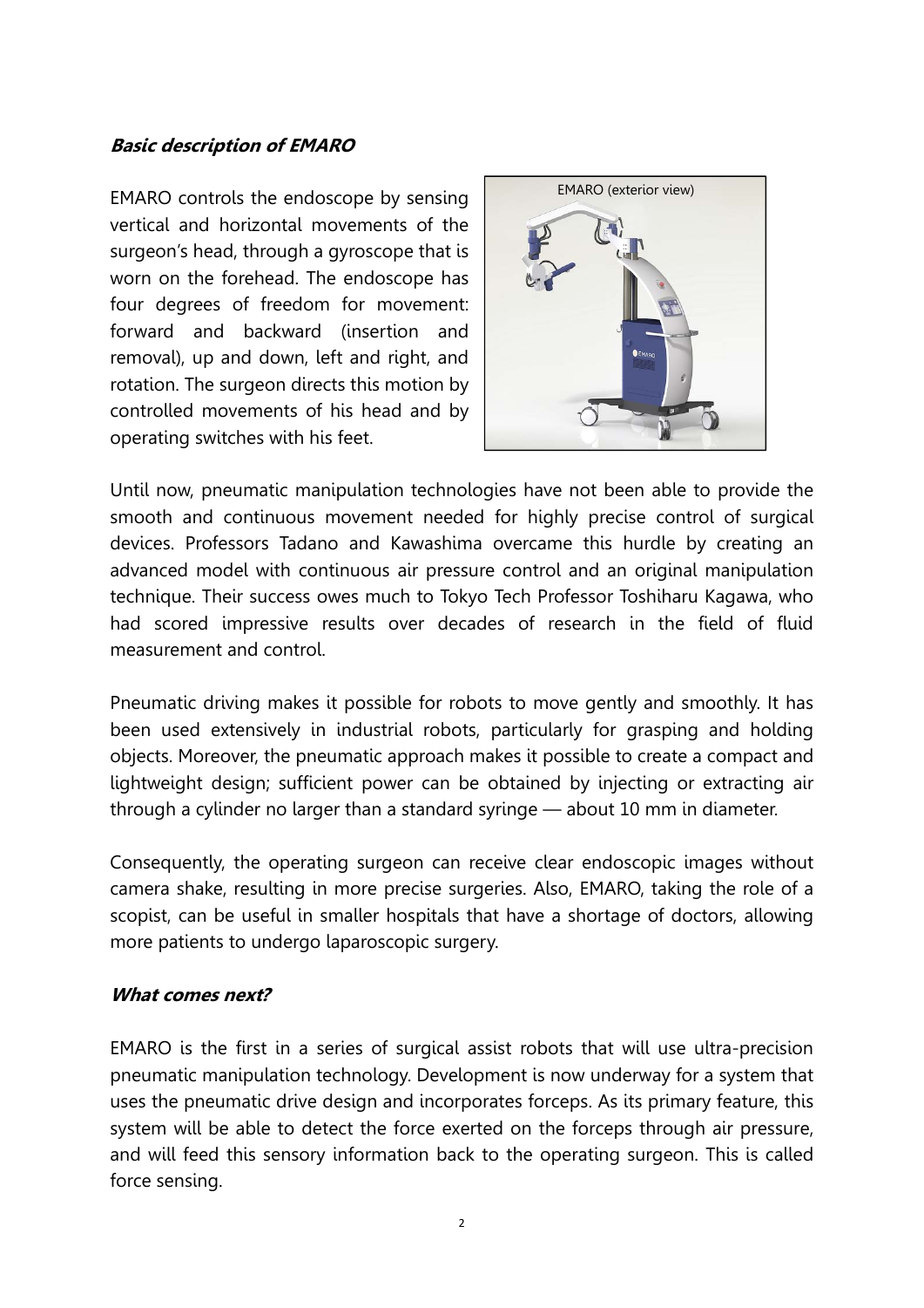### ***Basic description of EMARO***

EMARO controls the endoscope by sensing vertical and horizontal movements of the surgeon's head, through a gyroscope that is worn on the forehead. The endoscope has four degrees of freedom for movement: forward and backward (insertion and removal), up and down, left and right, and rotation. The surgeon directs this motion by controlled movements of his head and by operating switches with his feet.

EMARO (exterior view)

Until now, pneumatic manipulation technologies have not been able to provide the smooth and continuous movement needed for highly precise control of surgical devices. Professors Tadano and Kawashima overcame this hurdle by creating an advanced model with continuous air pressure control and an original manipulation technique. Their success owes much to Tokyo Tech Professor Toshiharu Kagawa, who had scored impressive results over decades of research in the field of fluid measurement and control.

Pneumatic driving makes it possible for robots to move gently and smoothly. It has been used extensively in industrial robots, particularly for grasping and holding objects. Moreover, the pneumatic approach makes it possible to create a compact and lightweight design; sufficient power can be obtained by injecting or extracting air through a cylinder no larger than a standard syringe — about 10 mm in diameter.

Consequently, the operating surgeon can receive clear endoscopic images without camera shake, resulting in more precise surgeries. Also, EMARO, taking the role of a scopist, can be useful in smaller hospitals that have a shortage of doctors, allowing more patients to undergo laparoscopic surgery.

### ***What comes next?***

EMARO is the first in a series of surgical assist robots that will use ultra-precision pneumatic manipulation technology. Development is now underway for a system that uses the pneumatic drive design and incorporates forceps. As its primary feature, this system will be able to detect the force exerted on the forceps through air pressure, and will feed this sensory information back to the operating surgeon. This is called force sensing.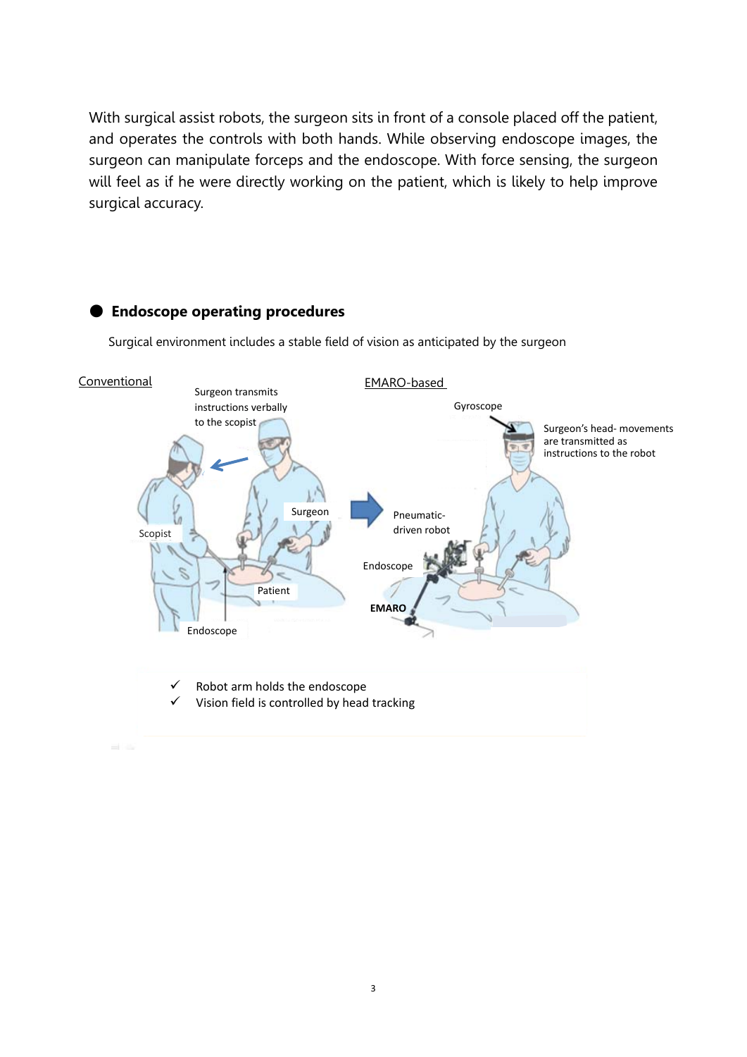With surgical assist robots, the surgeon sits in front of a console placed off the patient, and operates the controls with both hands. While observing endoscope images, the surgeon can manipulate forceps and the endoscope. With force sensing, the surgeon will feel as if he were directly working on the patient, which is likely to help improve surgical accuracy.

## ● Endoscope operating procedures

Surgical environment includes a stable field of vision as anticipated by the surgeon

Conventional

Surgeon transmits instructions verbally to the scopist

Scopist

Surgeon

Patient

Endoscope

EMARO-based

Gyroscope

Surgeon's head- movements are transmitted as instructions to the robot

Pneumatic-driven robot

Endoscope

**EMARO**

- ✓ Robot arm holds the endoscope
- ✓ Vision field is controlled by head tracking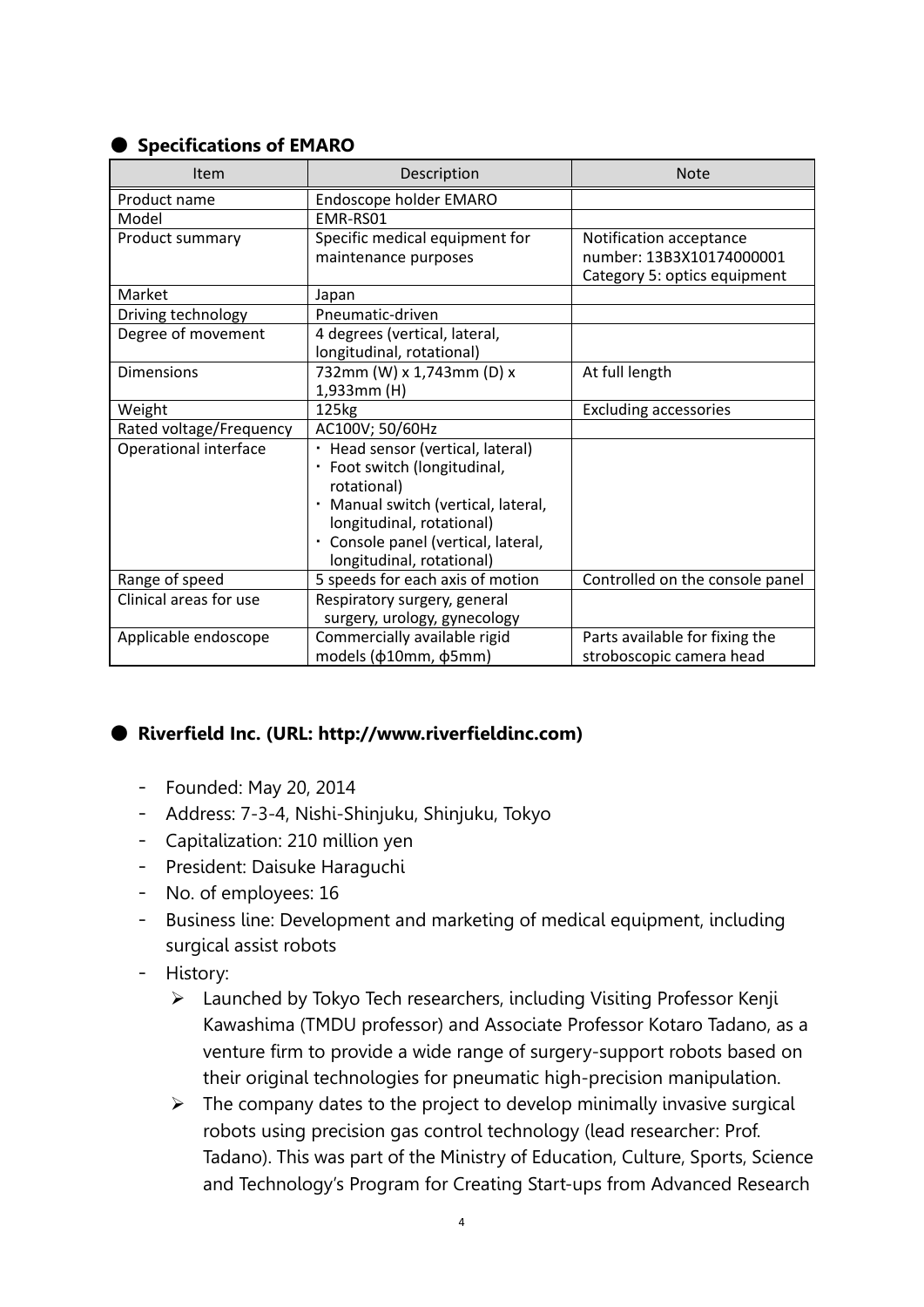## ● Specifications of EMARO

| Item | Description | Note |
|---|---|---|
| Product name | Endoscope holder EMARO | |
| Model | EMR-RS01 | |
| Product summary | Specific medical equipment for maintenance purposes | Notification acceptance number: 13B3X10174000001 Category 5: optics equipment |
| Market | Japan | |
| Driving technology | Pneumatic-driven | |
| Degree of movement | 4 degrees (vertical, lateral, longitudinal, rotational) | |
| Dimensions | 732mm (W) x 1,743mm (D) x 1,933mm (H) | At full length |
| Weight | 125kg | Excluding accessories |
| Rated voltage/Frequency | AC100V; 50/60Hz | |
| Operational interface | ・Head sensor (vertical, lateral) ・Foot switch (longitudinal, rotational) ・Manual switch (vertical, lateral, longitudinal, rotational) ・Console panel (vertical, lateral, longitudinal, rotational) | |
| Range of speed | 5 speeds for each axis of motion | Controlled on the console panel |
| Clinical areas for use | Respiratory surgery, general surgery, urology, gynecology | |
| Applicable endoscope | Commercially available rigid models (ϕ10mm, ϕ5mm) | Parts available for fixing the stroboscopic camera head |

## ● Riverfield Inc. (URL: http://www.riverfieldinc.com)

- Founded: May 20, 2014
- Address: 7-3-4, Nishi-Shinjuku, Shinjuku, Tokyo
- Capitalization: 210 million yen
- President: Daisuke Haraguchi
- No. of employees: 16
- Business line: Development and marketing of medical equipment, including surgical assist robots
- History:
  - Launched by Tokyo Tech researchers, including Visiting Professor Kenji Kawashima (TMDU professor) and Associate Professor Kotaro Tadano, as a venture firm to provide a wide range of surgery-support robots based on their original technologies for pneumatic high-precision manipulation.
  - The company dates to the project to develop minimally invasive surgical robots using precision gas control technology (lead researcher: Prof. Tadano). This was part of the Ministry of Education, Culture, Sports, Science and Technology's Program for Creating Start-ups from Advanced Research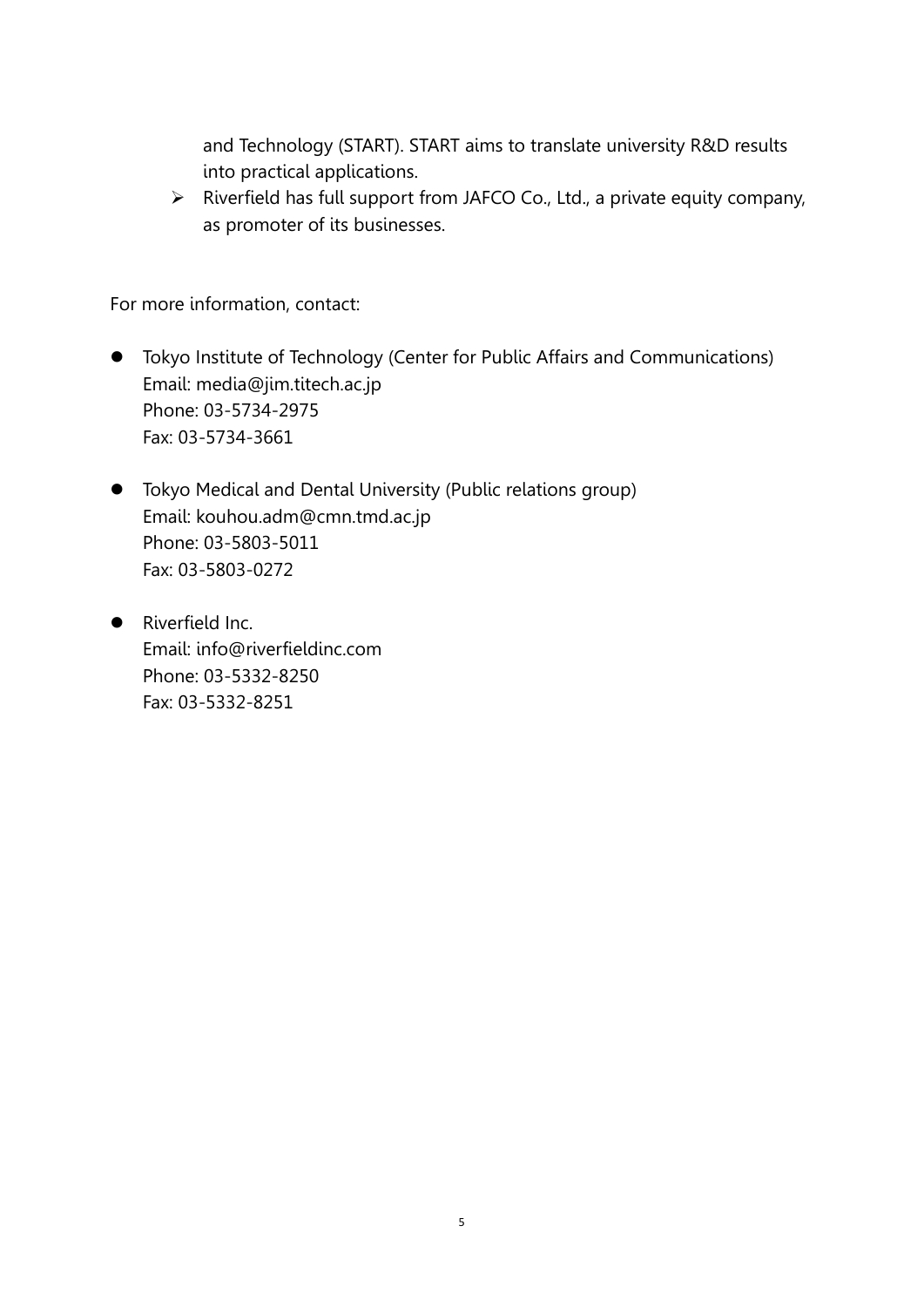and Technology (START). START aims to translate university R&D results into practical applications.

- Riverfield has full support from JAFCO Co., Ltd., a private equity company, as promoter of its businesses.

For more information, contact:

- Tokyo Institute of Technology (Center for Public Affairs and Communications)
  Email: media@jim.titech.ac.jp
  Phone: 03-5734-2975
  Fax: 03-5734-3661

- Tokyo Medical and Dental University (Public relations group)
  Email: kouhou.adm@cmn.tmd.ac.jp
  Phone: 03-5803-5011
  Fax: 03-5803-0272

- Riverfield Inc.
  Email: info@riverfieldinc.com
  Phone: 03-5332-8250
  Fax: 03-5332-8251